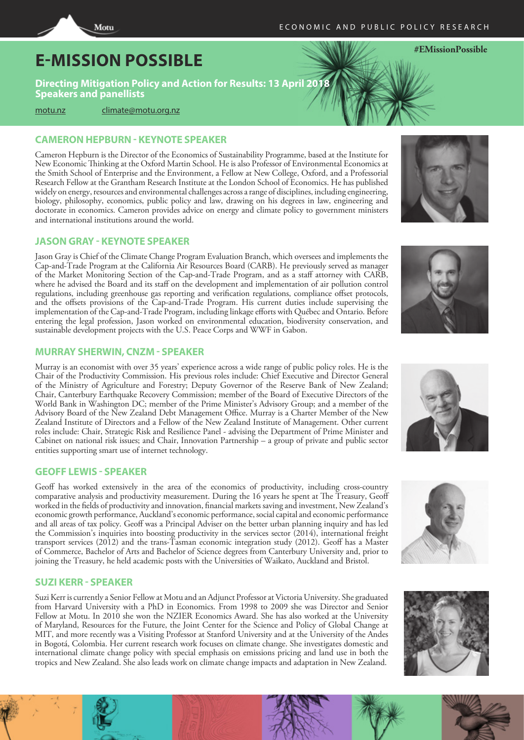ECONOMIC AND PUBLIC POLICY RESEARCH

#EMissionPossible

# E-MISSION POSSIBLE

**Directing Mitigation Policy and Action for Results: 13 April 2018**
**Speakers and panellists**

motu.nz climate@motu.org.nz

## CAMERON HEPBURN - KEYNOTE SPEAKER

Cameron Hepburn is the Director of the Economics of Sustainability Programme, based at the Institute for New Economic Thinking at the Oxford Martin School. He is also Professor of Environmental Economics at the Smith School of Enterprise and the Environment, a Fellow at New College, Oxford, and a Professorial Research Fellow at the Grantham Research Institute at the London School of Economics. He has published widely on energy, resources and environmental challenges across a range of disciplines, including engineering, biology, philosophy, economics, public policy and law, drawing on his degrees in law, engineering and doctorate in economics. Cameron provides advice on energy and climate policy to government ministers and international institutions around the world.

## JASON GRAY - KEYNOTE SPEAKER

Jason Gray is Chief of the Climate Change Program Evaluation Branch, which oversees and implements the Cap-and-Trade Program at the California Air Resources Board (CARB). He previously served as manager of the Market Monitoring Section of the Cap-and-Trade Program, and as a staff attorney with CARB, where he advised the Board and its staff on the development and implementation of air pollution control regulations, including greenhouse gas reporting and verification regulations, compliance offset protocols, and the offsets provisions of the Cap-and-Trade Program. His current duties include supervising the implementation of the Cap-and-Trade Program, including linkage efforts with Québec and Ontario. Before entering the legal profession, Jason worked on environmental education, biodiversity conservation, and sustainable development projects with the U.S. Peace Corps and WWF in Gabon.

## MURRAY SHERWIN, CNZM - SPEAKER

Murray is an economist with over 35 years' experience across a wide range of public policy roles. He is the Chair of the Productivity Commission. His previous roles include: Chief Executive and Director General of the Ministry of Agriculture and Forestry; Deputy Governor of the Reserve Bank of New Zealand; Chair, Canterbury Earthquake Recovery Commission; member of the Board of Executive Directors of the World Bank in Washington DC; member of the Prime Minister's Advisory Group; and a member of the Advisory Board of the New Zealand Debt Management Office. Murray is a Charter Member of the New Zealand Institute of Directors and a Fellow of the New Zealand Institute of Management. Other current roles include: Chair, Strategic Risk and Resilience Panel - advising the Department of Prime Minister and Cabinet on national risk issues; and Chair, Innovation Partnership – a group of private and public sector entities supporting smart use of internet technology.

## GEOFF LEWIS - SPEAKER

Geoff has worked extensively in the area of the economics of productivity, including cross-country comparative analysis and productivity measurement. During the 16 years he spent at The Treasury, Geoff worked in the fields of productivity and innovation, financial markets saving and investment, New Zealand's economic growth performance, Auckland's economic performance, social capital and economic performance and all areas of tax policy. Geoff was a Principal Adviser on the better urban planning inquiry and has led the Commission's inquiries into boosting productivity in the services sector (2014), international freight transport services (2012) and the trans-Tasman economic integration study (2012). Geoff has a Master of Commerce, Bachelor of Arts and Bachelor of Science degrees from Canterbury University and, prior to joining the Treasury, he held academic posts with the Universities of Waikato, Auckland and Bristol.

## SUZI KERR - SPEAKER

Suzi Kerr is currently a Senior Fellow at Motu and an Adjunct Professor at Victoria University. She graduated from Harvard University with a PhD in Economics. From 1998 to 2009 she was Director and Senior Fellow at Motu. In 2010 she won the NZIER Economics Award. She has also worked at the University of Maryland, Resources for the Future, the Joint Center for the Science and Policy of Global Change at MIT, and more recently was a Visiting Professor at Stanford University and at the University of the Andes in Bogotá, Colombia. Her current research work focuses on climate change. She investigates domestic and international climate change policy with special emphasis on emissions pricing and land use in both the tropics and New Zealand. She also leads work on climate change impacts and adaptation in New Zealand.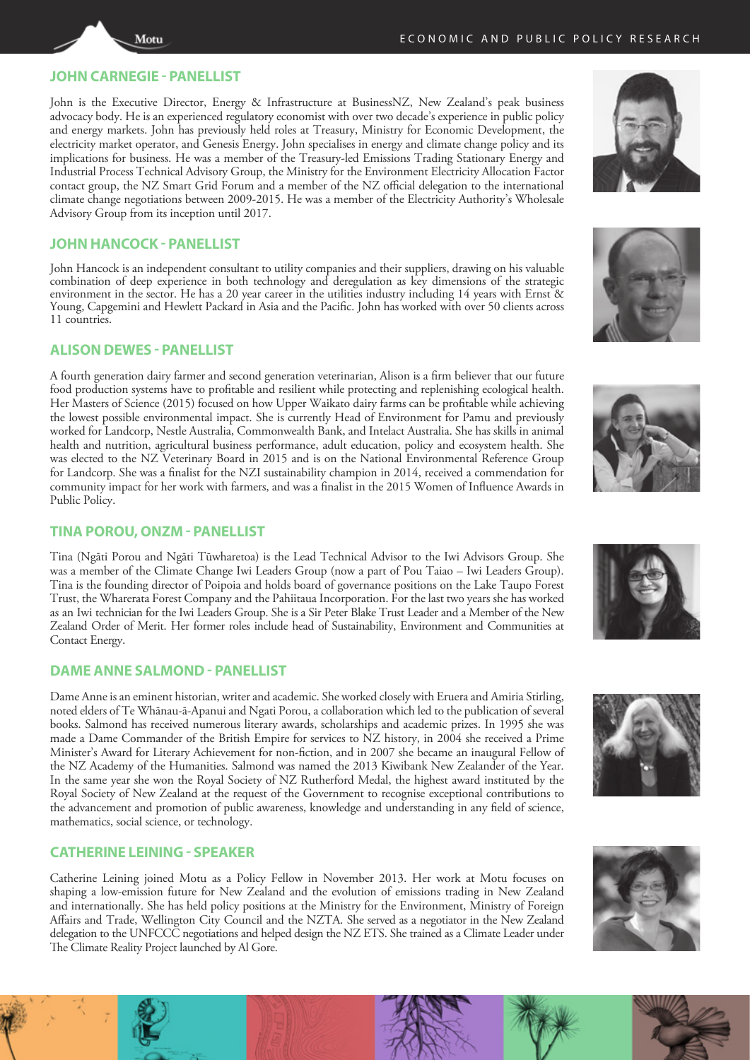## JOHN CARNEGIE - PANELLIST

John is the Executive Director, Energy & Infrastructure at BusinessNZ, New Zealand's peak business advocacy body. He is an experienced regulatory economist with over two decade's experience in public policy and energy markets. John has previously held roles at Treasury, Ministry for Economic Development, the electricity market operator, and Genesis Energy. John specialises in energy and climate change policy and its implications for business. He was a member of the Treasury-led Emissions Trading Stationary Energy and Industrial Process Technical Advisory Group, the Ministry for the Environment Electricity Allocation Factor contact group, the NZ Smart Grid Forum and a member of the NZ official delegation to the international climate change negotiations between 2009-2015. He was a member of the Electricity Authority's Wholesale Advisory Group from its inception until 2017.

## JOHN HANCOCK - PANELLIST

John Hancock is an independent consultant to utility companies and their suppliers, drawing on his valuable combination of deep experience in both technology and deregulation as key dimensions of the strategic environment in the sector. He has a 20 year career in the utilities industry including 14 years with Ernst & Young, Capgemini and Hewlett Packard in Asia and the Pacific. John has worked with over 50 clients across 11 countries.

## ALISON DEWES - PANELLIST

A fourth generation dairy farmer and second generation veterinarian, Alison is a firm believer that our future food production systems have to profitable and resilient while protecting and replenishing ecological health. Her Masters of Science (2015) focused on how Upper Waikato dairy farms can be profitable while achieving the lowest possible environmental impact. She is currently Head of Environment for Pamu and previously worked for Landcorp, Nestle Australia, Commonwealth Bank, and Intelact Australia. She has skills in animal health and nutrition, agricultural business performance, adult education, policy and ecosystem health. She was elected to the NZ Veterinary Board in 2015 and is on the National Environmental Reference Group for Landcorp. She was a finalist for the NZI sustainability champion in 2014, received a commendation for community impact for her work with farmers, and was a finalist in the 2015 Women of Influence Awards in Public Policy.

## TINA POROU, ONZM - PANELLIST

Tina (Ngāti Porou and Ngāti Tūwharetoa) is the Lead Technical Advisor to the Iwi Advisors Group. She was a member of the Climate Change Iwi Leaders Group (now a part of Pou Taiao – Iwi Leaders Group). Tina is the founding director of Poipoia and holds board of governance positions on the Lake Taupo Forest Trust, the Wharerata Forest Company and the Pahiitaua Incorporation. For the last two years she has worked as an Iwi technician for the Iwi Leaders Group. She is a Sir Peter Blake Trust Leader and a Member of the New Zealand Order of Merit. Her former roles include head of Sustainability, Environment and Communities at Contact Energy.

## DAME ANNE SALMOND - PANELLIST

Dame Anne is an eminent historian, writer and academic. She worked closely with Eruera and Amiria Stirling, noted elders of Te Whānau-ā-Apanui and Ngati Porou, a collaboration which led to the publication of several books. Salmond has received numerous literary awards, scholarships and academic prizes. In 1995 she was made a Dame Commander of the British Empire for services to NZ history, in 2004 she received a Prime Minister's Award for Literary Achievement for non-fiction, and in 2007 she became an inaugural Fellow of the NZ Academy of the Humanities. Salmond was named the 2013 Kiwibank New Zealander of the Year. In the same year she won the Royal Society of NZ Rutherford Medal, the highest award instituted by the Royal Society of New Zealand at the request of the Government to recognise exceptional contributions to the advancement and promotion of public awareness, knowledge and understanding in any field of science, mathematics, social science, or technology.

## CATHERINE LEINING - SPEAKER

Catherine Leining joined Motu as a Policy Fellow in November 2013. Her work at Motu focuses on shaping a low-emission future for New Zealand and the evolution of emissions trading in New Zealand and internationally. She has held policy positions at the Ministry for the Environment, Ministry of Foreign Affairs and Trade, Wellington City Council and the NZTA. She served as a negotiator in the New Zealand delegation to the UNFCCC negotiations and helped design the NZ ETS. She trained as a Climate Leader under The Climate Reality Project launched by Al Gore.